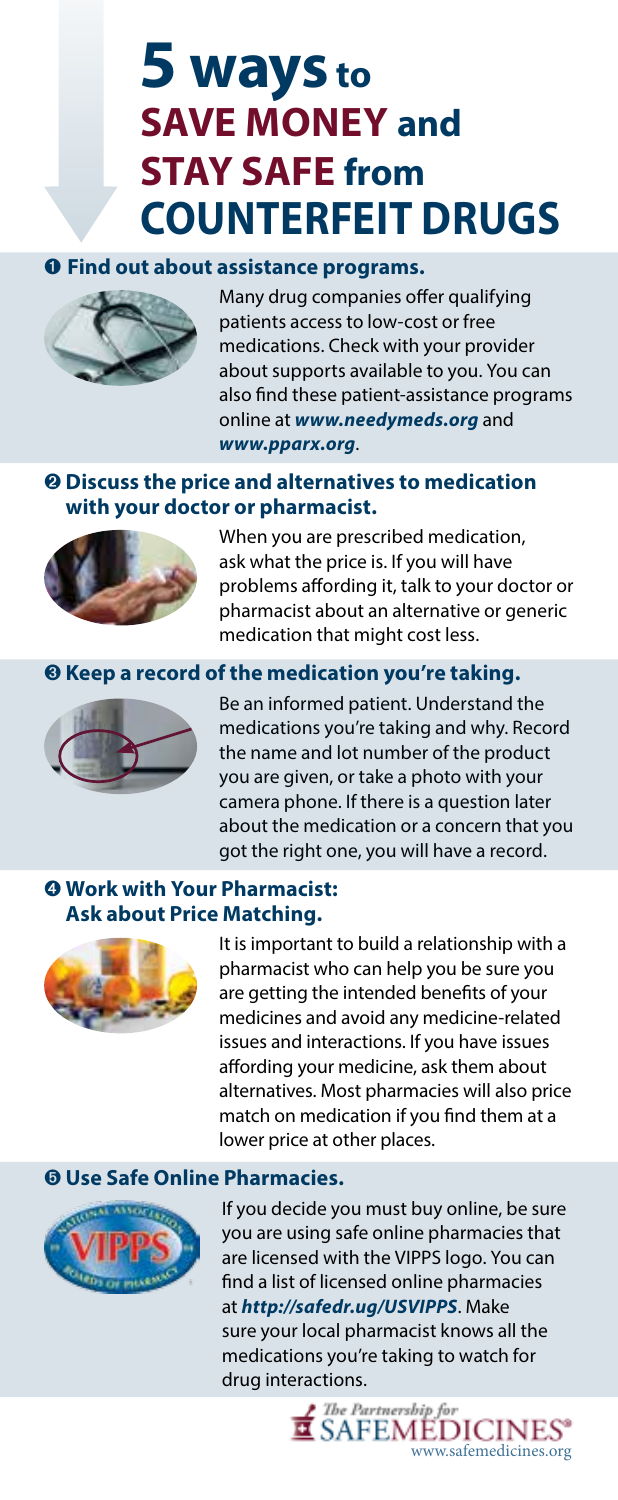# 5 ways to SAVE MONEY and STAY SAFE from COUNTERFEIT DRUGS

## ❶ Find out about assistance programs.

Many drug companies offer qualifying patients access to low-cost or free medications. Check with your provider about supports available to you. You can also find these patient-assistance programs online at ***www.needymeds.org*** and ***www.pparx.org***.

## ❷ Discuss the price and alternatives to medication with your doctor or pharmacist.

When you are prescribed medication, ask what the price is. If you will have problems affording it, talk to your doctor or pharmacist about an alternative or generic medication that might cost less.

## ❸ Keep a record of the medication you're taking.

Be an informed patient. Understand the medications you're taking and why. Record the name and lot number of the product you are given, or take a photo with your camera phone. If there is a question later about the medication or a concern that you got the right one, you will have a record.

## ❹ Work with Your Pharmacist: Ask about Price Matching.

It is important to build a relationship with a pharmacist who can help you be sure you are getting the intended benefits of your medicines and avoid any medicine-related issues and interactions. If you have issues affording your medicine, ask them about alternatives. Most pharmacies will also price match on medication if you find them at a lower price at other places.

## ❺ Use Safe Online Pharmacies.

If you decide you must buy online, be sure you are using safe online pharmacies that are licensed with the VIPPS logo. You can find a list of licensed online pharmacies at ***http://safedr.ug/USVIPPS***. Make sure your local pharmacist knows all the medications you're taking to watch for drug interactions.

The Partnership for SAFEMEDICINES®
www.safemedicines.org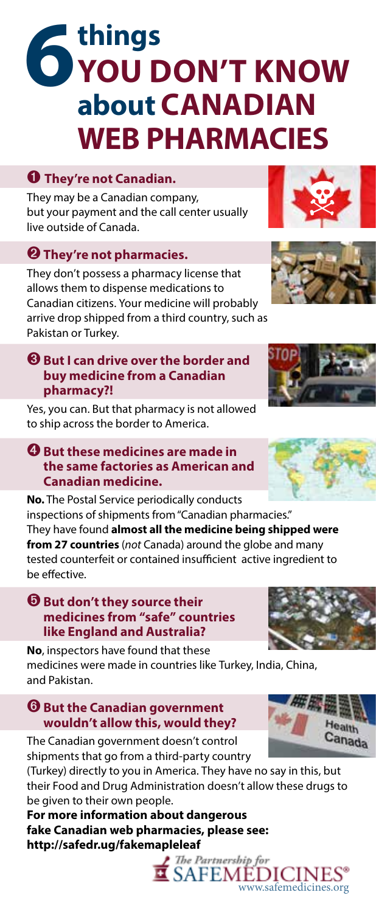# 6 things YOU DON'T KNOW about CANADIAN WEB PHARMACIES

## ❶ They're not Canadian.

They may be a Canadian company, but your payment and the call center usually live outside of Canada.

## ❷ They're not pharmacies.

They don't possess a pharmacy license that allows them to dispense medications to Canadian citizens. Your medicine will probably arrive drop shipped from a third country, such as Pakistan or Turkey.

## ❸ But I can drive over the border and buy medicine from a Canadian pharmacy?!

Yes, you can. But that pharmacy is not allowed to ship across the border to America.

## ❹ But these medicines are made in the same factories as American and Canadian medicine.

**No.** The Postal Service periodically conducts inspections of shipments from "Canadian pharmacies." They have found **almost all the medicine being shipped were from 27 countries** (*not* Canada) around the globe and many tested counterfeit or contained insufficient active ingredient to be effective.

## ❺ But don't they source their medicines from "safe" countries like England and Australia?

**No**, inspectors have found that these medicines were made in countries like Turkey, India, China, and Pakistan.

## ❻ But the Canadian government wouldn't allow this, would they?

The Canadian government doesn't control shipments that go from a third-party country (Turkey) directly to you in America. They have no say in this, but their Food and Drug Administration doesn't allow these drugs to be given to their own people.

**For more information about dangerous fake Canadian web pharmacies, please see: http://safedr.ug/fakemapleleaf**

The Partnership for SAFEMEDICINES®
www.safemedicines.org